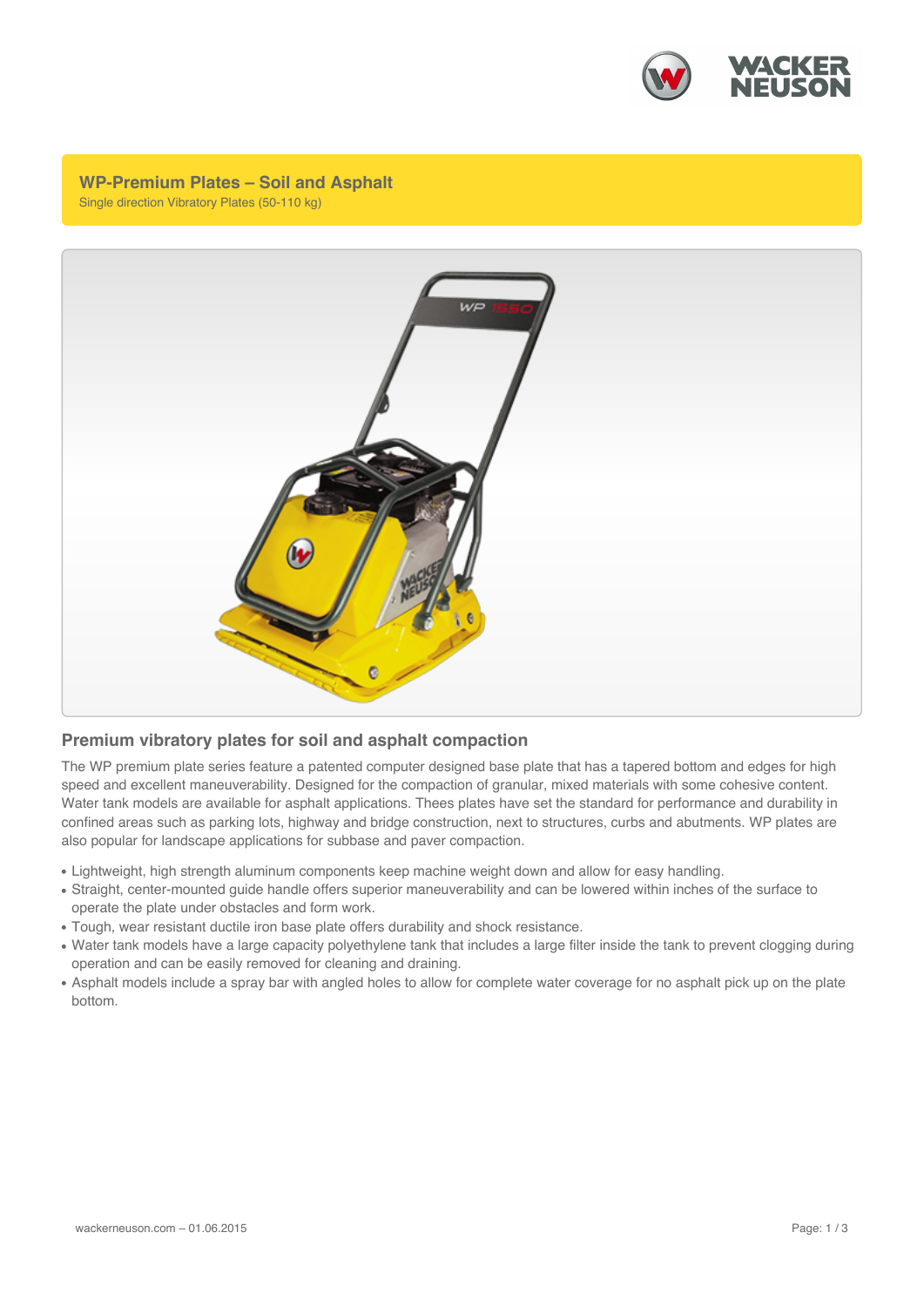# WP-Premium Plates – Soil and Asphalt

Single direction Vibratory Plates (50-110 kg)

## Premium vibratory plates for soil and asphalt compaction

The WP premium plate series feature a patented computer designed base plate that has a tapered bottom and edges for high speed and excellent maneuverability. Designed for the compaction of granular, mixed materials with some cohesive content. Water tank models are available for asphalt applications. Thees plates have set the standard for performance and durability in confined areas such as parking lots, highway and bridge construction, next to structures, curbs and abutments. WP plates are also popular for landscape applications for subbase and paver compaction.

- Lightweight, high strength aluminum components keep machine weight down and allow for easy handling.
- Straight, center-mounted guide handle offers superior maneuverability and can be lowered within inches of the surface to operate the plate under obstacles and form work.
- Tough, wear resistant ductile iron base plate offers durability and shock resistance.
- Water tank models have a large capacity polyethylene tank that includes a large filter inside the tank to prevent clogging during operation and can be easily removed for cleaning and draining.
- Asphalt models include a spray bar with angled holes to allow for complete water coverage for no asphalt pick up on the plate bottom.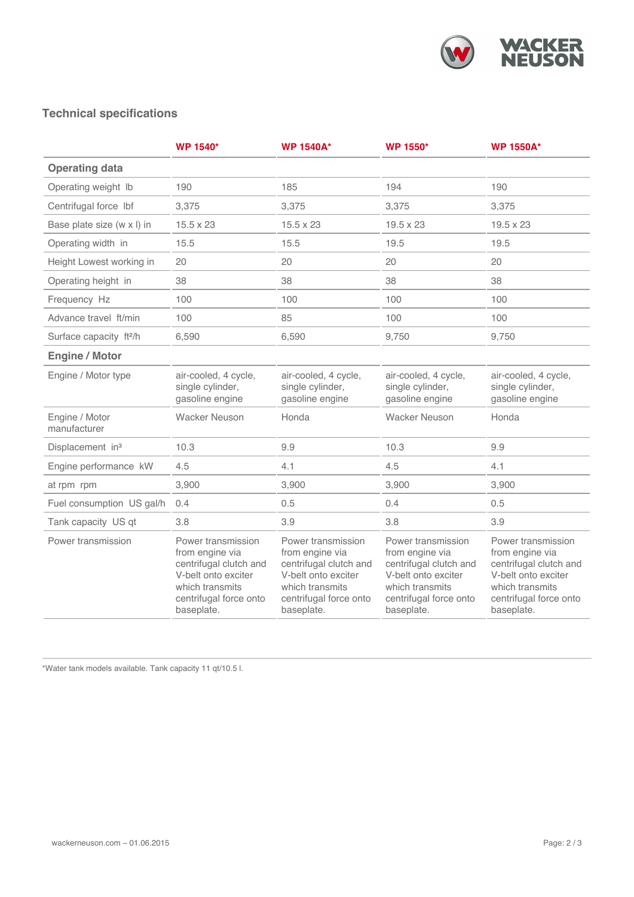## Technical specifications

| | WP 1540* | WP 1540A* | WP 1550* | WP 1550A* |
|---|---|---|---|---|
| **Operating data** | | | | |
| Operating weight lb | 190 | 185 | 194 | 190 |
| Centrifugal force lbf | 3,375 | 3,375 | 3,375 | 3,375 |
| Base plate size (w x l) in | 15.5 x 23 | 15.5 x 23 | 19.5 x 23 | 19.5 x 23 |
| Operating width in | 15.5 | 15.5 | 19.5 | 19.5 |
| Height Lowest working in | 20 | 20 | 20 | 20 |
| Operating height in | 38 | 38 | 38 | 38 |
| Frequency Hz | 100 | 100 | 100 | 100 |
| Advance travel ft/min | 100 | 85 | 100 | 100 |
| Surface capacity ft²/h | 6,590 | 6,590 | 9,750 | 9,750 |
| **Engine / Motor** | | | | |
| Engine / Motor type | air-cooled, 4 cycle, single cylinder, gasoline engine | air-cooled, 4 cycle, single cylinder, gasoline engine | air-cooled, 4 cycle, single cylinder, gasoline engine | air-cooled, 4 cycle, single cylinder, gasoline engine |
| Engine / Motor manufacturer | Wacker Neuson | Honda | Wacker Neuson | Honda |
| Displacement in³ | 10.3 | 9.9 | 10.3 | 9.9 |
| Engine performance kW | 4.5 | 4.1 | 4.5 | 4.1 |
| at rpm rpm | 3,900 | 3,900 | 3,900 | 3,900 |
| Fuel consumption US gal/h | 0.4 | 0.5 | 0.4 | 0.5 |
| Tank capacity US qt | 3.8 | 3.9 | 3.8 | 3.9 |
| Power transmission | Power transmission from engine via centrifugal clutch and V-belt onto exciter which transmits centrifugal force onto baseplate. | Power transmission from engine via centrifugal clutch and V-belt onto exciter which transmits centrifugal force onto baseplate. | Power transmission from engine via centrifugal clutch and V-belt onto exciter which transmits centrifugal force onto baseplate. | Power transmission from engine via centrifugal clutch and V-belt onto exciter which transmits centrifugal force onto baseplate. |

*Water tank models available. Tank capacity 11 qt/10.5 l.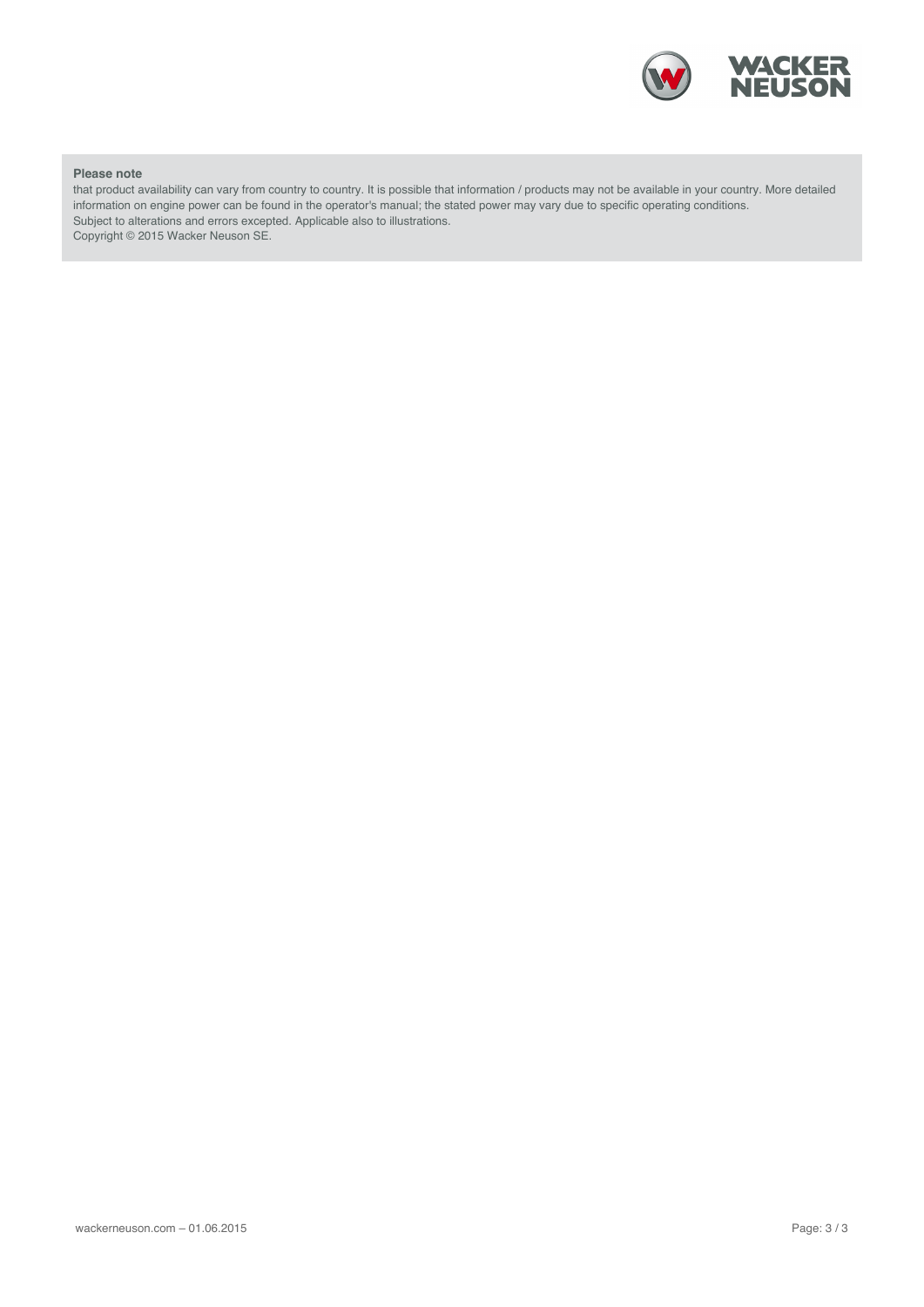**Please note**

that product availability can vary from country to country. It is possible that information / products may not be available in your country. More detailed information on engine power can be found in the operator's manual; the stated power may vary due to specific operating conditions.
Subject to alterations and errors excepted. Applicable also to illustrations.
Copyright © 2015 Wacker Neuson SE.